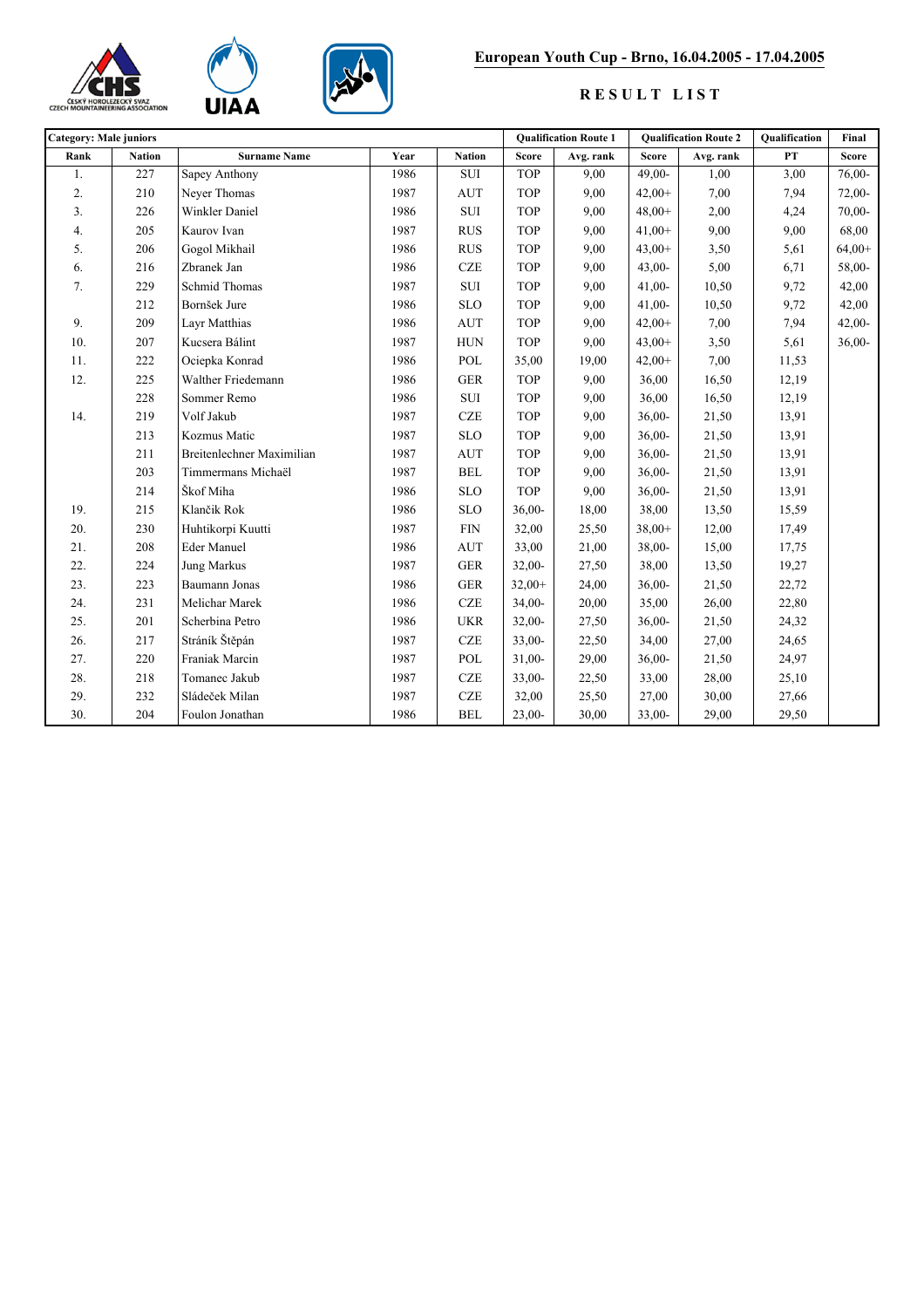# European Youth Cup - Brno, 16.04.2005 - 17.04.2005

## RESULT LIST

| Category: Male juniors | | | | | Qualification Route 1 | | Qualification Route 2 | | Qualification | Final |
|---|---|---|---|---|---|---|---|---|---|---|
| Rank | Nation | Surname Name | Year | Nation | Score | Avg. rank | Score | Avg. rank | PT | Score |
| 1. | 227 | Sapey Anthony | 1986 | SUI | TOP | 9,00 | 49,00- | 1,00 | 3,00 | 76,00- |
| 2. | 210 | Neyer Thomas | 1987 | AUT | TOP | 9,00 | 42,00+ | 7,00 | 7,94 | 72,00- |
| 3. | 226 | Winkler Daniel | 1986 | SUI | TOP | 9,00 | 48,00+ | 2,00 | 4,24 | 70,00- |
| 4. | 205 | Kaurov Ivan | 1987 | RUS | TOP | 9,00 | 41,00+ | 9,00 | 9,00 | 68,00 |
| 5. | 206 | Gogol Mikhail | 1986 | RUS | TOP | 9,00 | 43,00+ | 3,50 | 5,61 | 64,00+ |
| 6. | 216 | Zbranek Jan | 1986 | CZE | TOP | 9,00 | 43,00- | 5,00 | 6,71 | 58,00- |
| 7. | 229 | Schmid Thomas | 1987 | SUI | TOP | 9,00 | 41,00- | 10,50 | 9,72 | 42,00 |
| | 212 | Bornšek Jure | 1986 | SLO | TOP | 9,00 | 41,00- | 10,50 | 9,72 | 42,00 |
| 9. | 209 | Layr Matthias | 1986 | AUT | TOP | 9,00 | 42,00+ | 7,00 | 7,94 | 42,00- |
| 10. | 207 | Kucsera Bálint | 1987 | HUN | TOP | 9,00 | 43,00+ | 3,50 | 5,61 | 36,00- |
| 11. | 222 | Ociepka Konrad | 1986 | POL | 35,00 | 19,00 | 42,00+ | 7,00 | 11,53 | |
| 12. | 225 | Walther Friedemann | 1986 | GER | TOP | 9,00 | 36,00 | 16,50 | 12,19 | |
| | 228 | Sommer Remo | 1986 | SUI | TOP | 9,00 | 36,00 | 16,50 | 12,19 | |
| 14. | 219 | Volf Jakub | 1987 | CZE | TOP | 9,00 | 36,00- | 21,50 | 13,91 | |
| | 213 | Kozmus Matic | 1987 | SLO | TOP | 9,00 | 36,00- | 21,50 | 13,91 | |
| | 211 | Breitenlechner Maximilian | 1987 | AUT | TOP | 9,00 | 36,00- | 21,50 | 13,91 | |
| | 203 | Timmermans Michaël | 1987 | BEL | TOP | 9,00 | 36,00- | 21,50 | 13,91 | |
| | 214 | Škof Miha | 1986 | SLO | TOP | 9,00 | 36,00- | 21,50 | 13,91 | |
| 19. | 215 | Klančik Rok | 1986 | SLO | 36,00- | 18,00 | 38,00 | 13,50 | 15,59 | |
| 20. | 230 | Huhtikorpi Kuutti | 1987 | FIN | 32,00 | 25,50 | 38,00+ | 12,00 | 17,49 | |
| 21. | 208 | Eder Manuel | 1986 | AUT | 33,00 | 21,00 | 38,00- | 15,00 | 17,75 | |
| 22. | 224 | Jung Markus | 1987 | GER | 32,00- | 27,50 | 38,00 | 13,50 | 19,27 | |
| 23. | 223 | Baumann Jonas | 1986 | GER | 32,00+ | 24,00 | 36,00- | 21,50 | 22,72 | |
| 24. | 231 | Melichar Marek | 1986 | CZE | 34,00- | 20,00 | 35,00 | 26,00 | 22,80 | |
| 25. | 201 | Scherbina Petro | 1986 | UKR | 32,00- | 27,50 | 36,00- | 21,50 | 24,32 | |
| 26. | 217 | Stráník Štěpán | 1987 | CZE | 33,00- | 22,50 | 34,00 | 27,00 | 24,65 | |
| 27. | 220 | Franiak Marcin | 1987 | POL | 31,00- | 29,00 | 36,00- | 21,50 | 24,97 | |
| 28. | 218 | Tomanec Jakub | 1987 | CZE | 33,00- | 22,50 | 33,00 | 28,00 | 25,10 | |
| 29. | 232 | Sládeček Milan | 1987 | CZE | 32,00 | 25,50 | 27,00 | 30,00 | 27,66 | |
| 30. | 204 | Foulon Jonathan | 1986 | BEL | 23,00- | 30,00 | 33,00- | 29,00 | 29,50 | |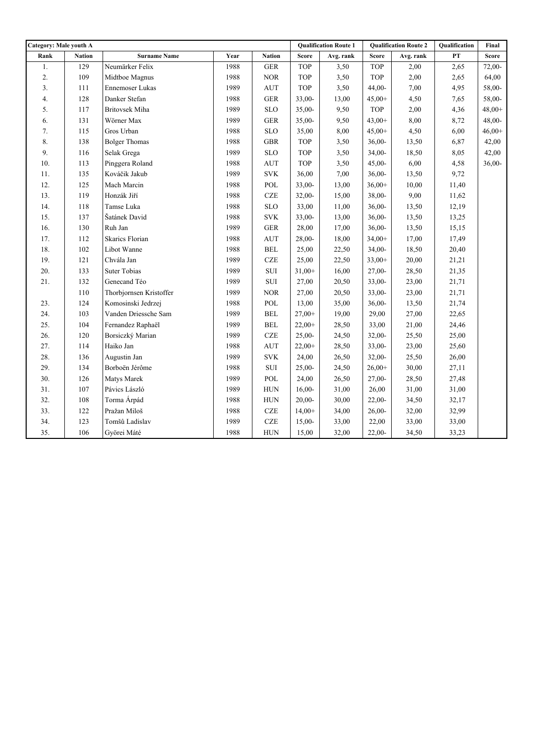| Category: Male youth A | | | | | Qualification Route 1 | | Qualification Route 2 | | Qualification | Final |
|---|---|---|---|---|---|---|---|---|---|---|
| Rank | Nation | Surname Name | Year | Nation | Score | Avg. rank | Score | Avg. rank | PT | Score |
| 1. | 129 | Neumärker Felix | 1988 | GER | TOP | 3,50 | TOP | 2,00 | 2,65 | 72,00- |
| 2. | 109 | Midtboe Magnus | 1988 | NOR | TOP | 3,50 | TOP | 2,00 | 2,65 | 64,00 |
| 3. | 111 | Ennemoser Lukas | 1989 | AUT | TOP | 3,50 | 44,00- | 7,00 | 4,95 | 58,00- |
| 4. | 128 | Danker Stefan | 1988 | GER | 33,00- | 13,00 | 45,00+ | 4,50 | 7,65 | 58,00- |
| 5. | 117 | Britovsek Miha | 1989 | SLO | 35,00- | 9,50 | TOP | 2,00 | 4,36 | 48,00+ |
| 6. | 131 | Wörner Max | 1989 | GER | 35,00- | 9,50 | 43,00+ | 8,00 | 8,72 | 48,00- |
| 7. | 115 | Gros Urban | 1988 | SLO | 35,00 | 8,00 | 45,00+ | 4,50 | 6,00 | 46,00+ |
| 8. | 138 | Bolger Thomas | 1988 | GBR | TOP | 3,50 | 36,00- | 13,50 | 6,87 | 42,00 |
| 9. | 116 | Selak Grega | 1989 | SLO | TOP | 3,50 | 34,00- | 18,50 | 8,05 | 42,00 |
| 10. | 113 | Pinggera Roland | 1988 | AUT | TOP | 3,50 | 45,00- | 6,00 | 4,58 | 36,00- |
| 11. | 135 | Kováčik Jakub | 1989 | SVK | 36,00 | 7,00 | 36,00- | 13,50 | 9,72 | |
| 12. | 125 | Mach Marcin | 1988 | POL | 33,00- | 13,00 | 36,00+ | 10,00 | 11,40 | |
| 13. | 119 | Honzák Jiří | 1988 | CZE | 32,00- | 15,00 | 38,00- | 9,00 | 11,62 | |
| 14. | 118 | Tamse Luka | 1988 | SLO | 33,00 | 11,00 | 36,00- | 13,50 | 12,19 | |
| 15. | 137 | Šatánek David | 1988 | SVK | 33,00- | 13,00 | 36,00- | 13,50 | 13,25 | |
| 16. | 130 | Ruh Jan | 1989 | GER | 28,00 | 17,00 | 36,00- | 13,50 | 15,15 | |
| 17. | 112 | Skarics Florian | 1988 | AUT | 28,00- | 18,00 | 34,00+ | 17,00 | 17,49 | |
| 18. | 102 | Libot Wanne | 1988 | BEL | 25,00 | 22,50 | 34,00- | 18,50 | 20,40 | |
| 19. | 121 | Chvála Jan | 1989 | CZE | 25,00 | 22,50 | 33,00+ | 20,00 | 21,21 | |
| 20. | 133 | Suter Tobias | 1989 | SUI | 31,00+ | 16,00 | 27,00- | 28,50 | 21,35 | |
| 21. | 132 | Genecand Téo | 1989 | SUI | 27,00 | 20,50 | 33,00- | 23,00 | 21,71 | |
| | 110 | Thorbjornsen Kristoffer | 1989 | NOR | 27,00 | 20,50 | 33,00- | 23,00 | 21,71 | |
| 23. | 124 | Komosinski Jedrzej | 1988 | POL | 13,00 | 35,00 | 36,00- | 13,50 | 21,74 | |
| 24. | 103 | Vanden Driessche Sam | 1989 | BEL | 27,00+ | 19,00 | 29,00 | 27,00 | 22,65 | |
| 25. | 104 | Fernandez Raphaël | 1989 | BEL | 22,00+ | 28,50 | 33,00 | 21,00 | 24,46 | |
| 26. | 120 | Borsiczký Marian | 1989 | CZE | 25,00- | 24,50 | 32,00- | 25,50 | 25,00 | |
| 27. | 114 | Haiko Jan | 1988 | AUT | 22,00+ | 28,50 | 33,00- | 23,00 | 25,60 | |
| 28. | 136 | Augustin Jan | 1989 | SVK | 24,00 | 26,50 | 32,00- | 25,50 | 26,00 | |
| 29. | 134 | Borboën Jérôme | 1988 | SUI | 25,00- | 24,50 | 26,00+ | 30,00 | 27,11 | |
| 30. | 126 | Matys Marek | 1989 | POL | 24,00 | 26,50 | 27,00- | 28,50 | 27,48 | |
| 31. | 107 | Pávics László | 1989 | HUN | 16,00- | 31,00 | 26,00 | 31,00 | 31,00 | |
| 32. | 108 | Torma Árpád | 1988 | HUN | 20,00- | 30,00 | 22,00- | 34,50 | 32,17 | |
| 33. | 122 | Pražan Miloš | 1988 | CZE | 14,00+ | 34,00 | 26,00- | 32,00 | 32,99 | |
| 34. | 123 | Tomšů Ladislav | 1989 | CZE | 15,00- | 33,00 | 22,00 | 33,00 | 33,00 | |
| 35. | 106 | Györei Máté | 1988 | HUN | 15,00 | 32,00 | 22,00- | 34,50 | 33,23 | |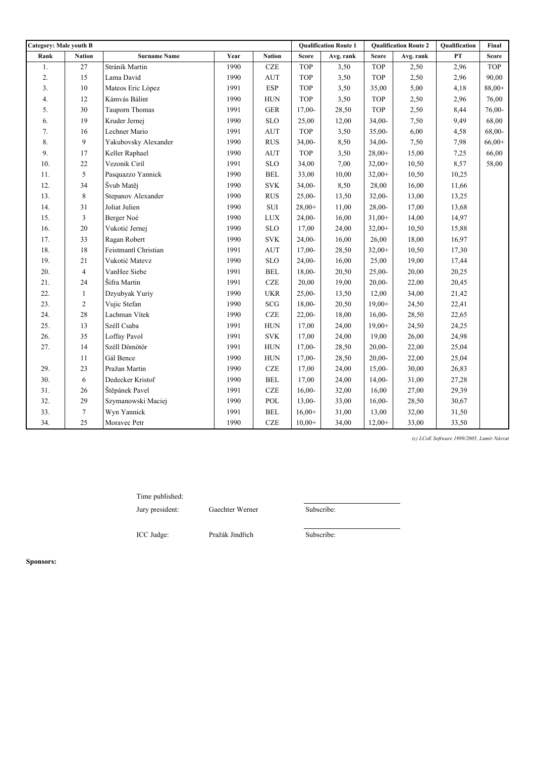| Category: Male youth B | | | | | Qualification Route 1 | | Qualification Route 2 | | Qualification | Final |
|---|---|---|---|---|---|---|---|---|---|---|
| Rank | Nation | Surname Name | Year | Nation | Score | Avg. rank | Score | Avg. rank | PT | Score |
| 1. | 27 | Stránik Martin | 1990 | CZE | TOP | 3,50 | TOP | 2,50 | 2,96 | TOP |
| 2. | 15 | Lama David | 1990 | AUT | TOP | 3,50 | TOP | 2,50 | 2,96 | 90,00 |
| 3. | 10 | Mateos Eric López | 1991 | ESP | TOP | 3,50 | 35,00 | 5,00 | 4,18 | 88,00+ |
| 4. | 12 | Kámvás Bálint | 1990 | HUN | TOP | 3,50 | TOP | 2,50 | 2,96 | 76,00 |
| 5. | 30 | Tauporn Thomas | 1991 | GER | 17,00- | 28,50 | TOP | 2,50 | 8,44 | 76,00- |
| 6. | 19 | Kruder Jernej | 1990 | SLO | 25,00 | 12,00 | 34,00- | 7,50 | 9,49 | 68,00 |
| 7. | 16 | Lechner Mario | 1991 | AUT | TOP | 3,50 | 35,00- | 6,00 | 4,58 | 68,00- |
| 8. | 9 | Yakubovsky Alexander | 1990 | RUS | 34,00- | 8,50 | 34,00- | 7,50 | 7,98 | 66,00+ |
| 9. | 17 | Keller Raphael | 1990 | AUT | TOP | 3,50 | 28,00+ | 15,00 | 7,25 | 66,00 |
| 10. | 22 | Vezonik Ciril | 1991 | SLO | 34,00 | 7,00 | 32,00+ | 10,50 | 8,57 | 58,00 |
| 11. | 5 | Pasquazzo Yannick | 1990 | BEL | 33,00 | 10,00 | 32,00+ | 10,50 | 10,25 | |
| 12. | 34 | Švub Matěj | 1990 | SVK | 34,00- | 8,50 | 28,00 | 16,00 | 11,66 | |
| 13. | 8 | Stepanov Alexander | 1990 | RUS | 25,00- | 13,50 | 32,00- | 13,00 | 13,25 | |
| 14. | 31 | Joliat Julien | 1990 | SUI | 28,00+ | 11,00 | 28,00- | 17,00 | 13,68 | |
| 15. | 3 | Berger Noé | 1990 | LUX | 24,00- | 16,00 | 31,00+ | 14,00 | 14,97 | |
| 16. | 20 | Vukotić Jernej | 1990 | SLO | 17,00 | 24,00 | 32,00+ | 10,50 | 15,88 | |
| 17. | 33 | Ragan Robert | 1990 | SVK | 24,00- | 16,00 | 26,00 | 18,00 | 16,97 | |
| 18. | 18 | Feistmantl Christian | 1991 | AUT | 17,00- | 28,50 | 32,00+ | 10,50 | 17,30 | |
| 19. | 21 | Vukotić Matevz | 1990 | SLO | 24,00- | 16,00 | 25,00 | 19,00 | 17,44 | |
| 20. | 4 | VanHee Siebe | 1991 | BEL | 18,00- | 20,50 | 25,00- | 20,00 | 20,25 | |
| 21. | 24 | Šifra Martin | 1991 | CZE | 20,00 | 19,00 | 20,00- | 22,00 | 20,45 | |
| 22. | 1 | Dzyubyak Yuriy | 1990 | UKR | 25,00- | 13,50 | 12,00 | 34,00 | 21,42 | |
| 23. | 2 | Vujic Stefan | 1990 | SCG | 18,00- | 20,50 | 19,00+ | 24,50 | 22,41 | |
| 24. | 28 | Lachman Vítek | 1990 | CZE | 22,00- | 18,00 | 16,00- | 28,50 | 22,65 | |
| 25. | 13 | Széll Csaba | 1991 | HUN | 17,00 | 24,00 | 19,00+ | 24,50 | 24,25 | |
| 26. | 35 | Loffay Pavol | 1991 | SVK | 17,00 | 24,00 | 19,00 | 26,00 | 24,98 | |
| 27. | 14 | Széll Dömötör | 1991 | HUN | 17,00- | 28,50 | 20,00- | 22,00 | 25,04 | |
| | 11 | Gál Bence | 1990 | HUN | 17,00- | 28,50 | 20,00- | 22,00 | 25,04 | |
| 29. | 23 | Pražan Martin | 1990 | CZE | 17,00 | 24,00 | 15,00- | 30,00 | 26,83 | |
| 30. | 6 | Dedecker Kristof | 1990 | BEL | 17,00 | 24,00 | 14,00- | 31,00 | 27,28 | |
| 31. | 26 | Štěpánek Pavel | 1991 | CZE | 16,00- | 32,00 | 16,00 | 27,00 | 29,39 | |
| 32. | 29 | Szymanowski Maciej | 1990 | POL | 13,00- | 33,00 | 16,00- | 28,50 | 30,67 | |
| 33. | 7 | Wyn Yannick | 1991 | BEL | 16,00+ | 31,00 | 13,00 | 32,00 | 31,50 | |
| 34. | 25 | Moravec Petr | 1990 | CZE | 10,00+ | 34,00 | 12,00+ | 33,00 | 33,50 | |

*(c) LCoE Software 1999/2005, Lumír Návrat*

Time published:

Jury president: Gaechter Werner Subscribe:

ICC Judge: Pražák Jindřich Subscribe:

**Sponsors:**